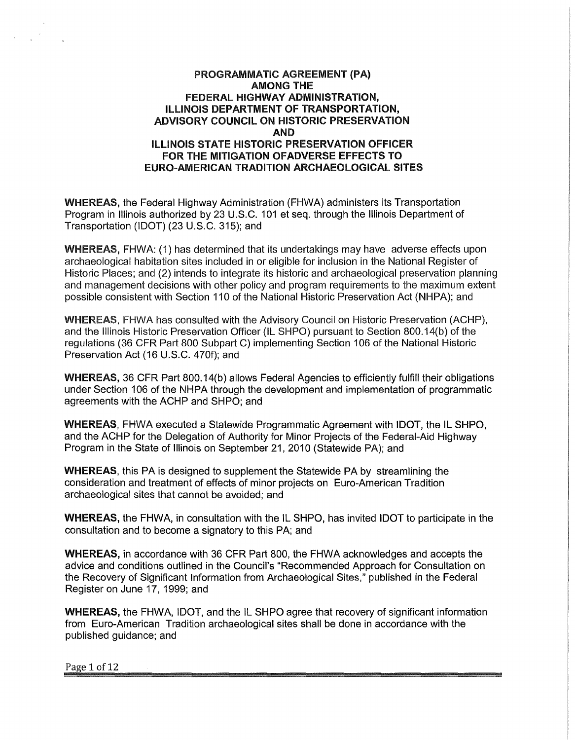# PROGRAMMATIC AGREEMENT (PA) AMONG THE FEDERAL HIGHWAY ADMINISTRATION, ILLINOIS DEPARTMENT OF TRANSPORTATION, ADVISORY COUNCIL ON HISTORIC PRESERVATION AND ILLINOIS STATE HISTORIC PRESERVATION OFFICER FOR THE MITIGATION OFADVERSE EFFECTS TO EURO-AMERICAN TRADITION ARCHAEOLOGICAL SITES

**WHEREAS,** the Federal Highway Administration (FHWA) administers its Transportation Program in Illinois authorized by 23 U.S.C. 101 et seq. through the Illinois Department of Transportation (IDOT) (23 U.S.C. 315); and

**WHEREAS,** FHWA: (1) has determined that its undertakings may have adverse effects upon archaeological habitation sites included in or eligible for inclusion in the National Register of Historic Places; and (2) intends to integrate its historic and archaeological preservation planning and management decisions with other policy and program requirements to the maximum extent possible consistent with Section 110 of the National Historic Preservation Act (NHPA); and

**WHEREAS,** FHWA has consulted with the Advisory Council on Historic Preservation (ACHP), and the Illinois Historic Preservation Officer (IL SHPO) pursuant to Section 800.14(b) of the regulations (36 CFR Part 800 Subpart C) implementing Section 106 of the National Historic Preservation Act (16 U.S.C. 470f); and

**WHEREAS,** 36 CFR Part 800.14(b) allows Federal Agencies to efficiently fulfill their obligations under Section 106 of the NHPA through the development and implementation of programmatic agreements with the ACHP and SHPO; and

**WHEREAS,** FHWA executed a Statewide Programmatic Agreement with IDOT, the IL SHPO, and the ACHP for the Delegation of Authority for Minor Projects of the Federal-Aid Highway Program in the State of Illinois on September 21, 2010 (Statewide PA); and

**WHEREAS,** this PA is designed to supplement the Statewide PA by streamlining the consideration and treatment of effects of minor projects on Euro-American Tradition archaeological sites that cannot be avoided; and

**WHEREAS,** the FHWA, in consultation with the IL SHPO, has invited IDOT to participate in the consultation and to become a signatory to this PA; and

**WHEREAS,** in accordance with 36 CFR Part 800, the FHWA acknowledges and accepts the advice and conditions outlined in the Council's "Recommended Approach for Consultation on the Recovery of Significant Information from Archaeological Sites," published in the Federal Register on June 17, 1999; and

**WHEREAS,** the FHWA, IDOT, and the IL SHPO agree that recovery of significant information from Euro-American Tradition archaeological sites shall be done in accordance with the published guidance; and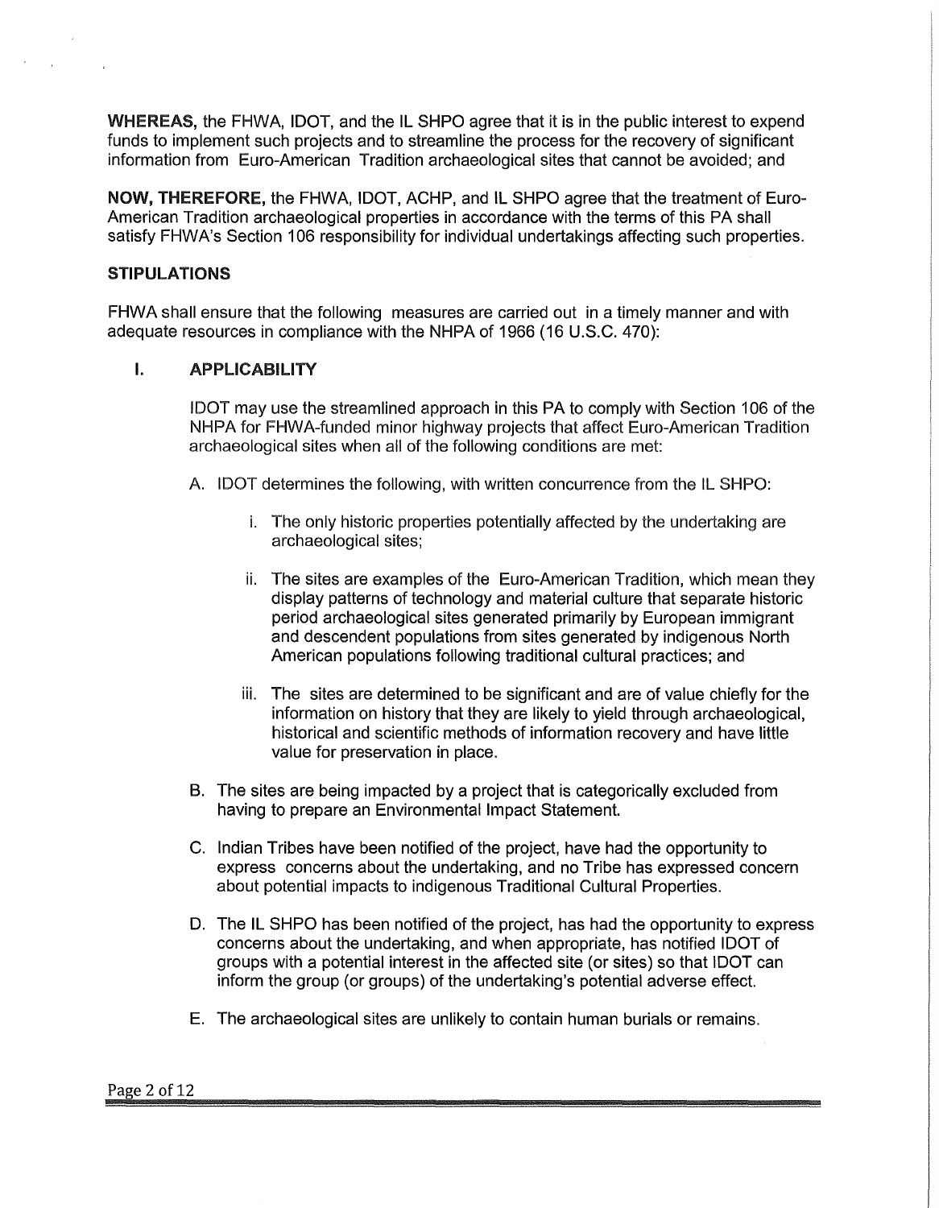**WHEREAS,** the FHWA, IDOT, and the IL SHPO agree that it is in the public interest to expend funds to implement such projects and to streamline the process for the recovery of significant information from Euro-American Tradition archaeological sites that cannot be avoided; and

**NOW, THEREFORE,** the FHWA, IDOT, ACHP, and IL SHPO agree that the treatment of Euro-American Tradition archaeological properties in accordance with the terms of this PA shall satisfy FHWA's Section 106 responsibility for individual undertakings affecting such properties.

## STIPULATIONS

FHWA shall ensure that the following measures are carried out in a timely manner and with adequate resources in compliance with the NHPA of 1966 (16 U.S.C. 470):

### I. APPLICABILITY

IDOT may use the streamlined approach in this PA to comply with Section 106 of the NHPA for FHWA-funded minor highway projects that affect Euro-American Tradition archaeological sites when all of the following conditions are met:

A. IDOT determines the following, with written concurrence from the IL SHPO:

  i. The only historic properties potentially affected by the undertaking are archaeological sites;

  ii. The sites are examples of the Euro-American Tradition, which mean they display patterns of technology and material culture that separate historic period archaeological sites generated primarily by European immigrant and descendent populations from sites generated by indigenous North American populations following traditional cultural practices; and

  iii. The sites are determined to be significant and are of value chiefly for the information on history that they are likely to yield through archaeological, historical and scientific methods of information recovery and have little value for preservation in place.

B. The sites are being impacted by a project that is categorically excluded from having to prepare an Environmental Impact Statement.

C. Indian Tribes have been notified of the project, have had the opportunity to express concerns about the undertaking, and no Tribe has expressed concern about potential impacts to indigenous Traditional Cultural Properties.

D. The IL SHPO has been notified of the project, has had the opportunity to express concerns about the undertaking, and when appropriate, has notified IDOT of groups with a potential interest in the affected site (or sites) so that IDOT can inform the group (or groups) of the undertaking's potential adverse effect.

E. The archaeological sites are unlikely to contain human burials or remains.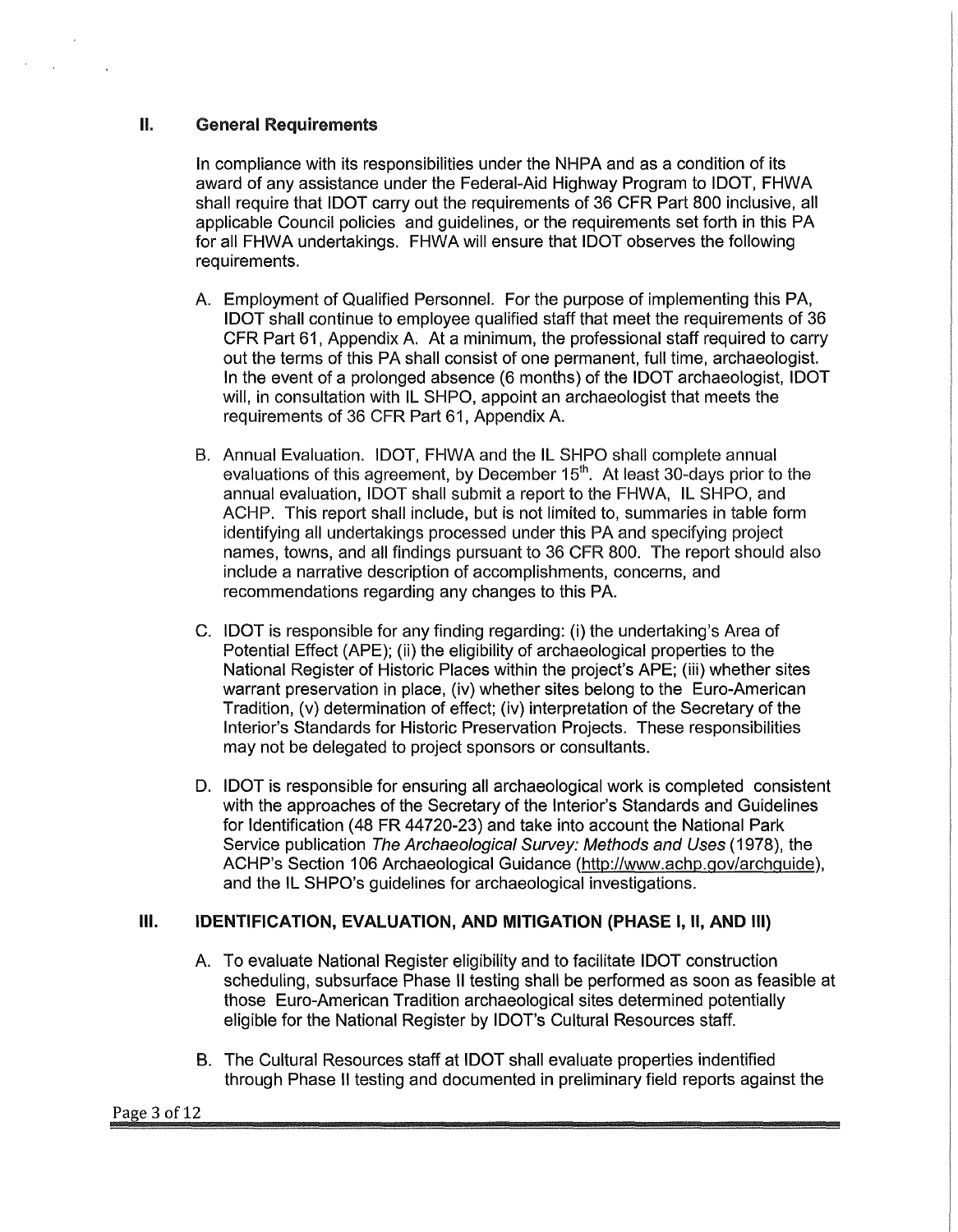## II. General Requirements

In compliance with its responsibilities under the NHPA and as a condition of its award of any assistance under the Federal-Aid Highway Program to IDOT, FHWA shall require that IDOT carry out the requirements of 36 CFR Part 800 inclusive, all applicable Council policies and guidelines, or the requirements set forth in this PA for all FHWA undertakings. FHWA will ensure that IDOT observes the following requirements.

A. Employment of Qualified Personnel. For the purpose of implementing this PA, IDOT shall continue to employee qualified staff that meet the requirements of 36 CFR Part 61, Appendix A. At a minimum, the professional staff required to carry out the terms of this PA shall consist of one permanent, full time, archaeologist. In the event of a prolonged absence (6 months) of the IDOT archaeologist, IDOT will, in consultation with IL SHPO, appoint an archaeologist that meets the requirements of 36 CFR Part 61, Appendix A.

B. Annual Evaluation. IDOT, FHWA and the IL SHPO shall complete annual evaluations of this agreement, by December 15th. At least 30-days prior to the annual evaluation, IDOT shall submit a report to the FHWA, IL SHPO, and ACHP. This report shall include, but is not limited to, summaries in table form identifying all undertakings processed under this PA and specifying project names, towns, and all findings pursuant to 36 CFR 800. The report should also include a narrative description of accomplishments, concerns, and recommendations regarding any changes to this PA.

C. IDOT is responsible for any finding regarding: (i) the undertaking's Area of Potential Effect (APE); (ii) the eligibility of archaeological properties to the National Register of Historic Places within the project's APE; (iii) whether sites warrant preservation in place, (iv) whether sites belong to the Euro-American Tradition, (v) determination of effect; (iv) interpretation of the Secretary of the Interior's Standards for Historic Preservation Projects. These responsibilities may not be delegated to project sponsors or consultants.

D. IDOT is responsible for ensuring all archaeological work is completed consistent with the approaches of the Secretary of the Interior's Standards and Guidelines for Identification (48 FR 44720-23) and take into account the National Park Service publication *The Archaeological Survey: Methods and Uses* (1978), the ACHP's Section 106 Archaeological Guidance (http://www.achp.gov/archguide), and the IL SHPO's guidelines for archaeological investigations.

## III. IDENTIFICATION, EVALUATION, AND MITIGATION (PHASE I, II, AND III)

A. To evaluate National Register eligibility and to facilitate IDOT construction scheduling, subsurface Phase II testing shall be performed as soon as feasible at those Euro-American Tradition archaeological sites determined potentially eligible for the National Register by IDOT's Cultural Resources staff.

B. The Cultural Resources staff at IDOT shall evaluate properties indentified through Phase II testing and documented in preliminary field reports against the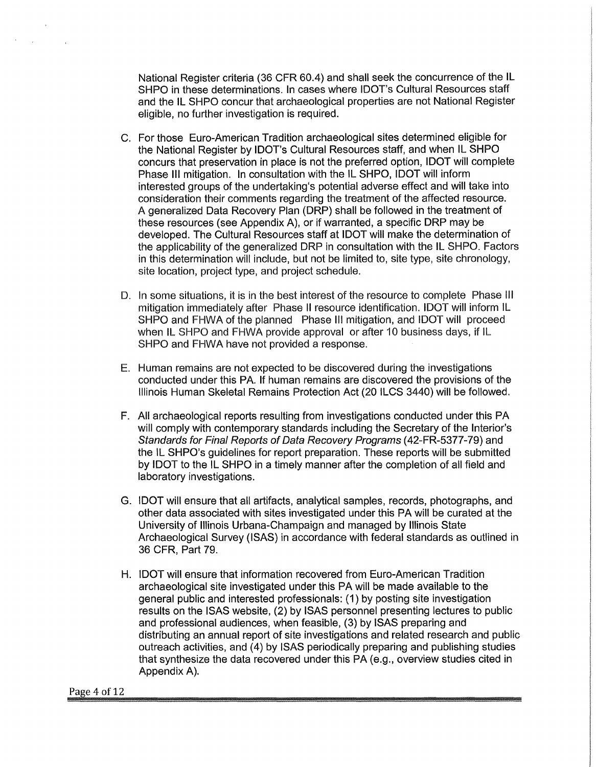National Register criteria (36 CFR 60.4) and shall seek the concurrence of the IL SHPO in these determinations. In cases where IDOT's Cultural Resources staff and the IL SHPO concur that archaeological properties are not National Register eligible, no further investigation is required.

C. For those Euro-American Tradition archaeological sites determined eligible for the National Register by IDOT's Cultural Resources staff, and when IL SHPO concurs that preservation in place is not the preferred option, IDOT will complete Phase III mitigation. In consultation with the IL SHPO, IDOT will inform interested groups of the undertaking's potential adverse effect and will take into consideration their comments regarding the treatment of the affected resource. A generalized Data Recovery Plan (DRP) shall be followed in the treatment of these resources (see Appendix A), or if warranted, a specific DRP may be developed. The Cultural Resources staff at IDOT will make the determination of the applicability of the generalized DRP in consultation with the IL SHPO. Factors in this determination will include, but not be limited to, site type, site chronology, site location, project type, and project schedule.

D. In some situations, it is in the best interest of the resource to complete Phase III mitigation immediately after Phase II resource identification. IDOT will inform IL SHPO and FHWA of the planned Phase III mitigation, and IDOT will proceed when IL SHPO and FHWA provide approval or after 10 business days, if IL SHPO and FHWA have not provided a response.

E. Human remains are not expected to be discovered during the investigations conducted under this PA. If human remains are discovered the provisions of the Illinois Human Skeletal Remains Protection Act (20 ILCS 3440) will be followed.

F. All archaeological reports resulting from investigations conducted under this PA will comply with contemporary standards including the Secretary of the Interior's *Standards for Final Reports of Data Recovery Programs* (42-FR-5377-79) and the IL SHPO's guidelines for report preparation. These reports will be submitted by IDOT to the IL SHPO in a timely manner after the completion of all field and laboratory investigations.

G. IDOT will ensure that all artifacts, analytical samples, records, photographs, and other data associated with sites investigated under this PA will be curated at the University of Illinois Urbana-Champaign and managed by Illinois State Archaeological Survey (ISAS) in accordance with federal standards as outlined in 36 CFR, Part 79.

H. IDOT will ensure that information recovered from Euro-American Tradition archaeological site investigated under this PA will be made available to the general public and interested professionals: (1) by posting site investigation results on the ISAS website, (2) by ISAS personnel presenting lectures to public and professional audiences, when feasible, (3) by ISAS preparing and distributing an annual report of site investigations and related research and public outreach activities, and (4) by ISAS periodically preparing and publishing studies that synthesize the data recovered under this PA (e.g., overview studies cited in Appendix A).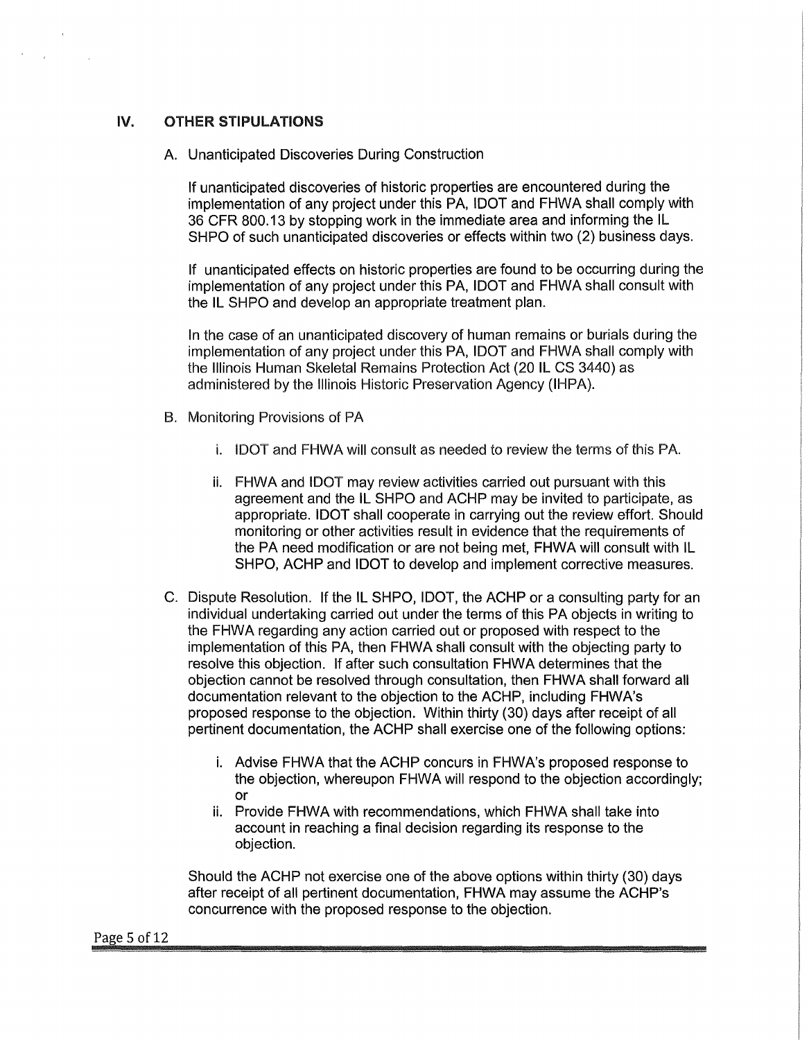## IV. OTHER STIPULATIONS

A. Unanticipated Discoveries During Construction

If unanticipated discoveries of historic properties are encountered during the implementation of any project under this PA, IDOT and FHWA shall comply with 36 CFR 800.13 by stopping work in the immediate area and informing the IL SHPO of such unanticipated discoveries or effects within two (2) business days.

If unanticipated effects on historic properties are found to be occurring during the implementation of any project under this PA, IDOT and FHWA shall consult with the IL SHPO and develop an appropriate treatment plan.

In the case of an unanticipated discovery of human remains or burials during the implementation of any project under this PA, IDOT and FHWA shall comply with the Illinois Human Skeletal Remains Protection Act (20 IL CS 3440) as administered by the Illinois Historic Preservation Agency (IHPA).

B. Monitoring Provisions of PA

i. IDOT and FHWA will consult as needed to review the terms of this PA.

ii. FHWA and IDOT may review activities carried out pursuant with this agreement and the IL SHPO and ACHP may be invited to participate, as appropriate. IDOT shall cooperate in carrying out the review effort. Should monitoring or other activities result in evidence that the requirements of the PA need modification or are not being met, FHWA will consult with IL SHPO, ACHP and IDOT to develop and implement corrective measures.

C. Dispute Resolution. If the IL SHPO, IDOT, the ACHP or a consulting party for an individual undertaking carried out under the terms of this PA objects in writing to the FHWA regarding any action carried out or proposed with respect to the implementation of this PA, then FHWA shall consult with the objecting party to resolve this objection. If after such consultation FHWA determines that the objection cannot be resolved through consultation, then FHWA shall forward all documentation relevant to the objection to the ACHP, including FHWA's proposed response to the objection. Within thirty (30) days after receipt of all pertinent documentation, the ACHP shall exercise one of the following options:

i. Advise FHWA that the ACHP concurs in FHWA's proposed response to the objection, whereupon FHWA will respond to the objection accordingly; or
ii. Provide FHWA with recommendations, which FHWA shall take into account in reaching a final decision regarding its response to the objection.

Should the ACHP not exercise one of the above options within thirty (30) days after receipt of all pertinent documentation, FHWA may assume the ACHP's concurrence with the proposed response to the objection.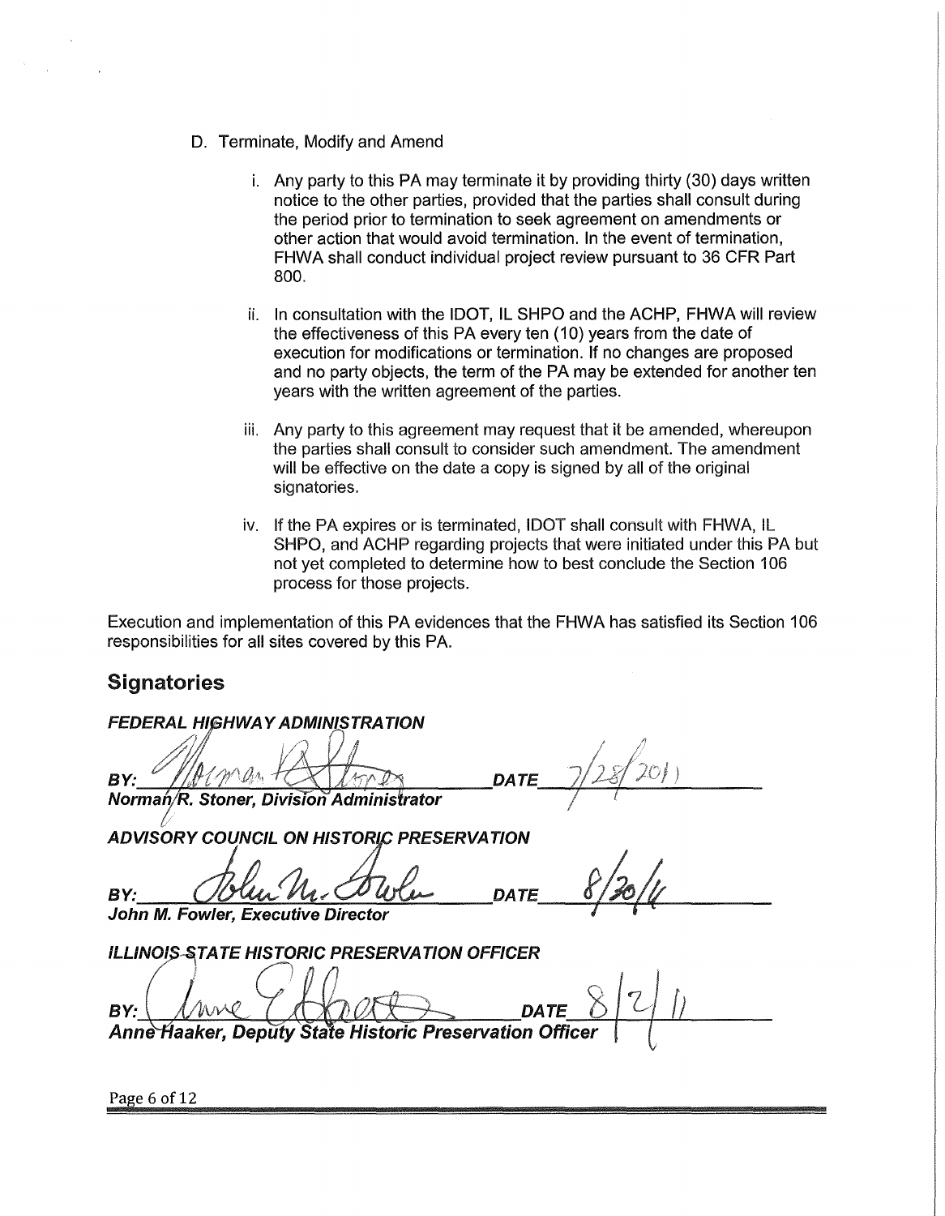D. Terminate, Modify and Amend

i. Any party to this PA may terminate it by providing thirty (30) days written notice to the other parties, provided that the parties shall consult during the period prior to termination to seek agreement on amendments or other action that would avoid termination. In the event of termination, FHWA shall conduct individual project review pursuant to 36 CFR Part 800.

ii. In consultation with the IDOT, IL SHPO and the ACHP, FHWA will review the effectiveness of this PA every ten (10) years from the date of execution for modifications or termination. If no changes are proposed and no party objects, the term of the PA may be extended for another ten years with the written agreement of the parties.

iii. Any party to this agreement may request that it be amended, whereupon the parties shall consult to consider such amendment. The amendment will be effective on the date a copy is signed by all of the original signatories.

iv. If the PA expires or is terminated, IDOT shall consult with FHWA, IL SHPO, and ACHP regarding projects that were initiated under this PA but not yet completed to determine how to best conclude the Section 106 process for those projects.

Execution and implementation of this PA evidences that the FHWA has satisfied its Section 106 responsibilities for all sites covered by this PA.

## Signatories

***FEDERAL HIGHWAY ADMINISTRATION***

**BY:** _[signature]_ **DATE** 7/28/2011

***Norman R. Stoner, Division Administrator***

***ADVISORY COUNCIL ON HISTORIC PRESERVATION***

**BY:** _[signature]_ **DATE** 8/20/11

***John M. Fowler, Executive Director***

***ILLINOIS STATE HISTORIC PRESERVATION OFFICER***

**BY:** _[signature]_ **DATE** 8/2/11

***Anne Haaker, Deputy State Historic Preservation Officer***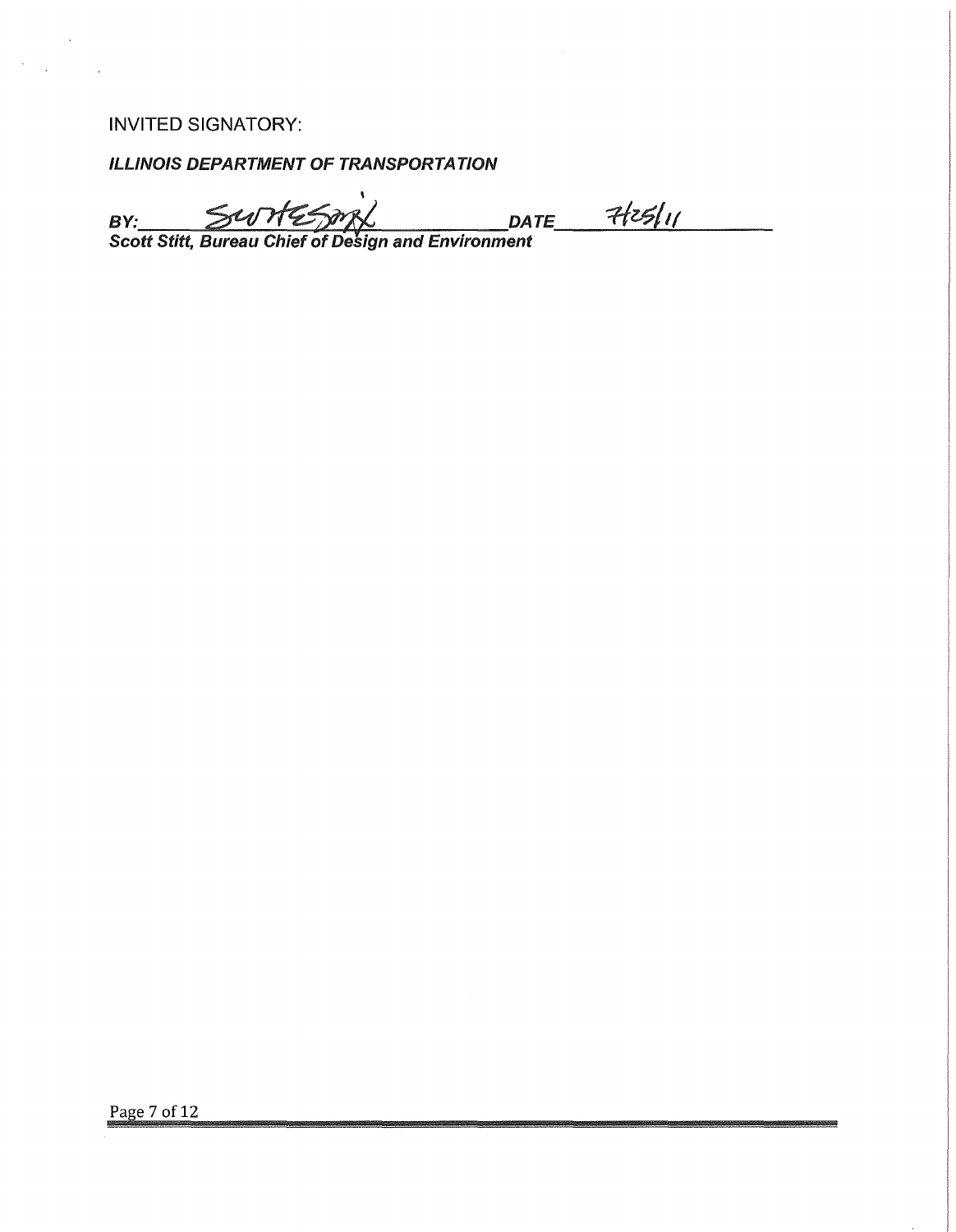INVITED SIGNATORY:

***ILLINOIS DEPARTMENT OF TRANSPORTATION***

***BY:*** ____________________________ ***DATE*** 7/25/11

***Scott Stitt, Bureau Chief of Design and Environment***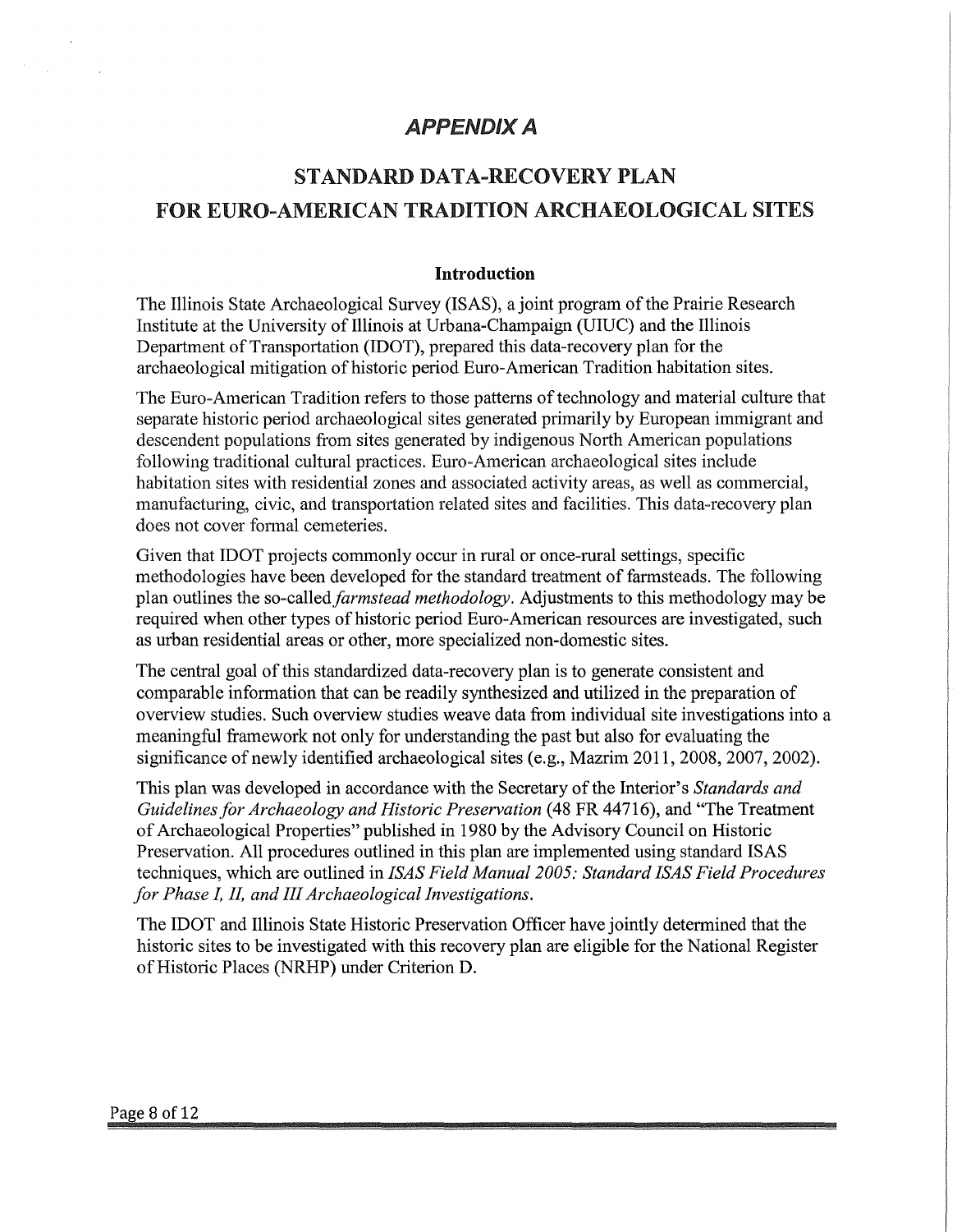# *APPENDIX A*

# STANDARD DATA-RECOVERY PLAN FOR EURO-AMERICAN TRADITION ARCHAEOLOGICAL SITES

## Introduction

The Illinois State Archaeological Survey (ISAS), a joint program of the Prairie Research Institute at the University of Illinois at Urbana-Champaign (UIUC) and the Illinois Department of Transportation (IDOT), prepared this data-recovery plan for the archaeological mitigation of historic period Euro-American Tradition habitation sites.

The Euro-American Tradition refers to those patterns of technology and material culture that separate historic period archaeological sites generated primarily by European immigrant and descendent populations from sites generated by indigenous North American populations following traditional cultural practices. Euro-American archaeological sites include habitation sites with residential zones and associated activity areas, as well as commercial, manufacturing, civic, and transportation related sites and facilities. This data-recovery plan does not cover formal cemeteries.

Given that IDOT projects commonly occur in rural or once-rural settings, specific methodologies have been developed for the standard treatment of farmsteads. The following plan outlines the so-called *farmstead methodology*. Adjustments to this methodology may be required when other types of historic period Euro-American resources are investigated, such as urban residential areas or other, more specialized non-domestic sites.

The central goal of this standardized data-recovery plan is to generate consistent and comparable information that can be readily synthesized and utilized in the preparation of overview studies. Such overview studies weave data from individual site investigations into a meaningful framework not only for understanding the past but also for evaluating the significance of newly identified archaeological sites (e.g., Mazrim 2011, 2008, 2007, 2002).

This plan was developed in accordance with the Secretary of the Interior's *Standards and Guidelines for Archaeology and Historic Preservation* (48 FR 44716), and "The Treatment of Archaeological Properties" published in 1980 by the Advisory Council on Historic Preservation. All procedures outlined in this plan are implemented using standard ISAS techniques, which are outlined in *ISAS Field Manual 2005: Standard ISAS Field Procedures for Phase I, II, and III Archaeological Investigations*.

The IDOT and Illinois State Historic Preservation Officer have jointly determined that the historic sites to be investigated with this recovery plan are eligible for the National Register of Historic Places (NRHP) under Criterion D.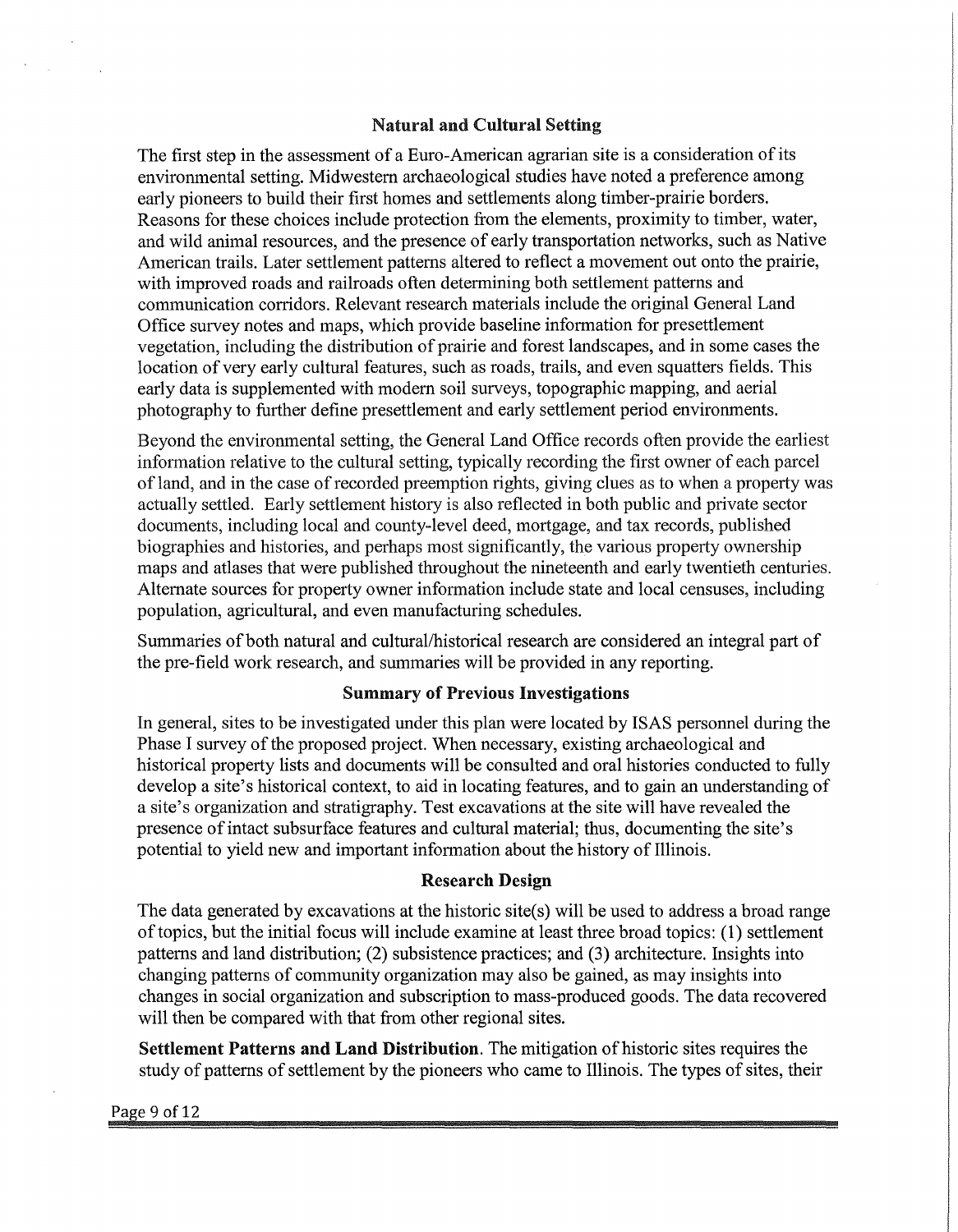## Natural and Cultural Setting

The first step in the assessment of a Euro-American agrarian site is a consideration of its environmental setting. Midwestern archaeological studies have noted a preference among early pioneers to build their first homes and settlements along timber-prairie borders. Reasons for these choices include protection from the elements, proximity to timber, water, and wild animal resources, and the presence of early transportation networks, such as Native American trails. Later settlement patterns altered to reflect a movement out onto the prairie, with improved roads and railroads often determining both settlement patterns and communication corridors. Relevant research materials include the original General Land Office survey notes and maps, which provide baseline information for presettlement vegetation, including the distribution of prairie and forest landscapes, and in some cases the location of very early cultural features, such as roads, trails, and even squatters fields. This early data is supplemented with modern soil surveys, topographic mapping, and aerial photography to further define presettlement and early settlement period environments.

Beyond the environmental setting, the General Land Office records often provide the earliest information relative to the cultural setting, typically recording the first owner of each parcel of land, and in the case of recorded preemption rights, giving clues as to when a property was actually settled. Early settlement history is also reflected in both public and private sector documents, including local and county-level deed, mortgage, and tax records, published biographies and histories, and perhaps most significantly, the various property ownership maps and atlases that were published throughout the nineteenth and early twentieth centuries. Alternate sources for property owner information include state and local censuses, including population, agricultural, and even manufacturing schedules.

Summaries of both natural and cultural/historical research are considered an integral part of the pre-field work research, and summaries will be provided in any reporting.

## Summary of Previous Investigations

In general, sites to be investigated under this plan were located by ISAS personnel during the Phase I survey of the proposed project. When necessary, existing archaeological and historical property lists and documents will be consulted and oral histories conducted to fully develop a site's historical context, to aid in locating features, and to gain an understanding of a site's organization and stratigraphy. Test excavations at the site will have revealed the presence of intact subsurface features and cultural material; thus, documenting the site's potential to yield new and important information about the history of Illinois.

## Research Design

The data generated by excavations at the historic site(s) will be used to address a broad range of topics, but the initial focus will include examine at least three broad topics: (1) settlement patterns and land distribution; (2) subsistence practices; and (3) architecture. Insights into changing patterns of community organization may also be gained, as may insights into changes in social organization and subscription to mass-produced goods. The data recovered will then be compared with that from other regional sites.

**Settlement Patterns and Land Distribution**. The mitigation of historic sites requires the study of patterns of settlement by the pioneers who came to Illinois. The types of sites, their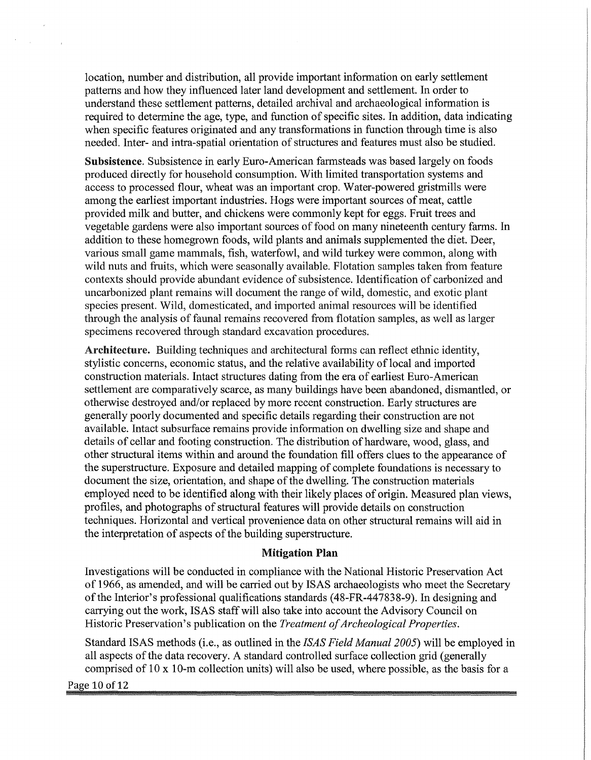location, number and distribution, all provide important information on early settlement patterns and how they influenced later land development and settlement. In order to understand these settlement patterns, detailed archival and archaeological information is required to determine the age, type, and function of specific sites. In addition, data indicating when specific features originated and any transformations in function through time is also needed. Inter- and intra-spatial orientation of structures and features must also be studied.

**Subsistence.** Subsistence in early Euro-American farmsteads was based largely on foods produced directly for household consumption. With limited transportation systems and access to processed flour, wheat was an important crop. Water-powered gristmills were among the earliest important industries. Hogs were important sources of meat, cattle provided milk and butter, and chickens were commonly kept for eggs. Fruit trees and vegetable gardens were also important sources of food on many nineteenth century farms. In addition to these homegrown foods, wild plants and animals supplemented the diet. Deer, various small game mammals, fish, waterfowl, and wild turkey were common, along with wild nuts and fruits, which were seasonally available. Flotation samples taken from feature contexts should provide abundant evidence of subsistence. Identification of carbonized and uncarbonized plant remains will document the range of wild, domestic, and exotic plant species present. Wild, domesticated, and imported animal resources will be identified through the analysis of faunal remains recovered from flotation samples, as well as larger specimens recovered through standard excavation procedures.

**Architecture.** Building techniques and architectural forms can reflect ethnic identity, stylistic concerns, economic status, and the relative availability of local and imported construction materials. Intact structures dating from the era of earliest Euro-American settlement are comparatively scarce, as many buildings have been abandoned, dismantled, or otherwise destroyed and/or replaced by more recent construction. Early structures are generally poorly documented and specific details regarding their construction are not available. Intact subsurface remains provide information on dwelling size and shape and details of cellar and footing construction. The distribution of hardware, wood, glass, and other structural items within and around the foundation fill offers clues to the appearance of the superstructure. Exposure and detailed mapping of complete foundations is necessary to document the size, orientation, and shape of the dwelling. The construction materials employed need to be identified along with their likely places of origin. Measured plan views, profiles, and photographs of structural features will provide details on construction techniques. Horizontal and vertical provenience data on other structural remains will aid in the interpretation of aspects of the building superstructure.

## Mitigation Plan

Investigations will be conducted in compliance with the National Historic Preservation Act of 1966, as amended, and will be carried out by ISAS archaeologists who meet the Secretary of the Interior's professional qualifications standards (48-FR-447838-9). In designing and carrying out the work, ISAS staff will also take into account the Advisory Council on Historic Preservation's publication on the *Treatment of Archeological Properties*.

Standard ISAS methods (i.e., as outlined in the *ISAS Field Manual 2005*) will be employed in all aspects of the data recovery. A standard controlled surface collection grid (generally comprised of 10 x 10-m collection units) will also be used, where possible, as the basis for a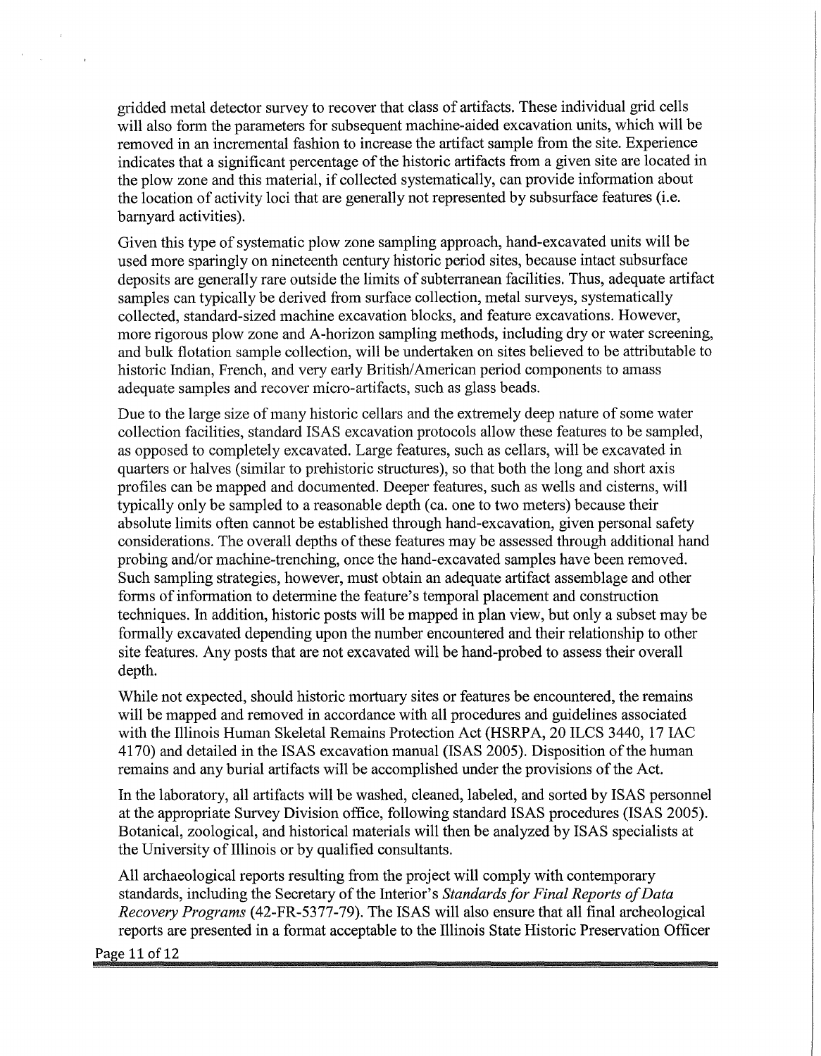gridded metal detector survey to recover that class of artifacts. These individual grid cells will also form the parameters for subsequent machine-aided excavation units, which will be removed in an incremental fashion to increase the artifact sample from the site. Experience indicates that a significant percentage of the historic artifacts from a given site are located in the plow zone and this material, if collected systematically, can provide information about the location of activity loci that are generally not represented by subsurface features (i.e. barnyard activities).

Given this type of systematic plow zone sampling approach, hand-excavated units will be used more sparingly on nineteenth century historic period sites, because intact subsurface deposits are generally rare outside the limits of subterranean facilities. Thus, adequate artifact samples can typically be derived from surface collection, metal surveys, systematically collected, standard-sized machine excavation blocks, and feature excavations. However, more rigorous plow zone and A-horizon sampling methods, including dry or water screening, and bulk flotation sample collection, will be undertaken on sites believed to be attributable to historic Indian, French, and very early British/American period components to amass adequate samples and recover micro-artifacts, such as glass beads.

Due to the large size of many historic cellars and the extremely deep nature of some water collection facilities, standard ISAS excavation protocols allow these features to be sampled, as opposed to completely excavated. Large features, such as cellars, will be excavated in quarters or halves (similar to prehistoric structures), so that both the long and short axis profiles can be mapped and documented. Deeper features, such as wells and cisterns, will typically only be sampled to a reasonable depth (ca. one to two meters) because their absolute limits often cannot be established through hand-excavation, given personal safety considerations. The overall depths of these features may be assessed through additional hand probing and/or machine-trenching, once the hand-excavated samples have been removed. Such sampling strategies, however, must obtain an adequate artifact assemblage and other forms of information to determine the feature's temporal placement and construction techniques. In addition, historic posts will be mapped in plan view, but only a subset may be formally excavated depending upon the number encountered and their relationship to other site features. Any posts that are not excavated will be hand-probed to assess their overall depth.

While not expected, should historic mortuary sites or features be encountered, the remains will be mapped and removed in accordance with all procedures and guidelines associated with the Illinois Human Skeletal Remains Protection Act (HSRPA, 20 ILCS 3440, 17 IAC 4170) and detailed in the ISAS excavation manual (ISAS 2005). Disposition of the human remains and any burial artifacts will be accomplished under the provisions of the Act.

In the laboratory, all artifacts will be washed, cleaned, labeled, and sorted by ISAS personnel at the appropriate Survey Division office, following standard ISAS procedures (ISAS 2005). Botanical, zoological, and historical materials will then be analyzed by ISAS specialists at the University of Illinois or by qualified consultants.

All archaeological reports resulting from the project will comply with contemporary standards, including the Secretary of the Interior's *Standards for Final Reports of Data Recovery Programs* (42-FR-5377-79). The ISAS will also ensure that all final archeological reports are presented in a format acceptable to the Illinois State Historic Preservation Officer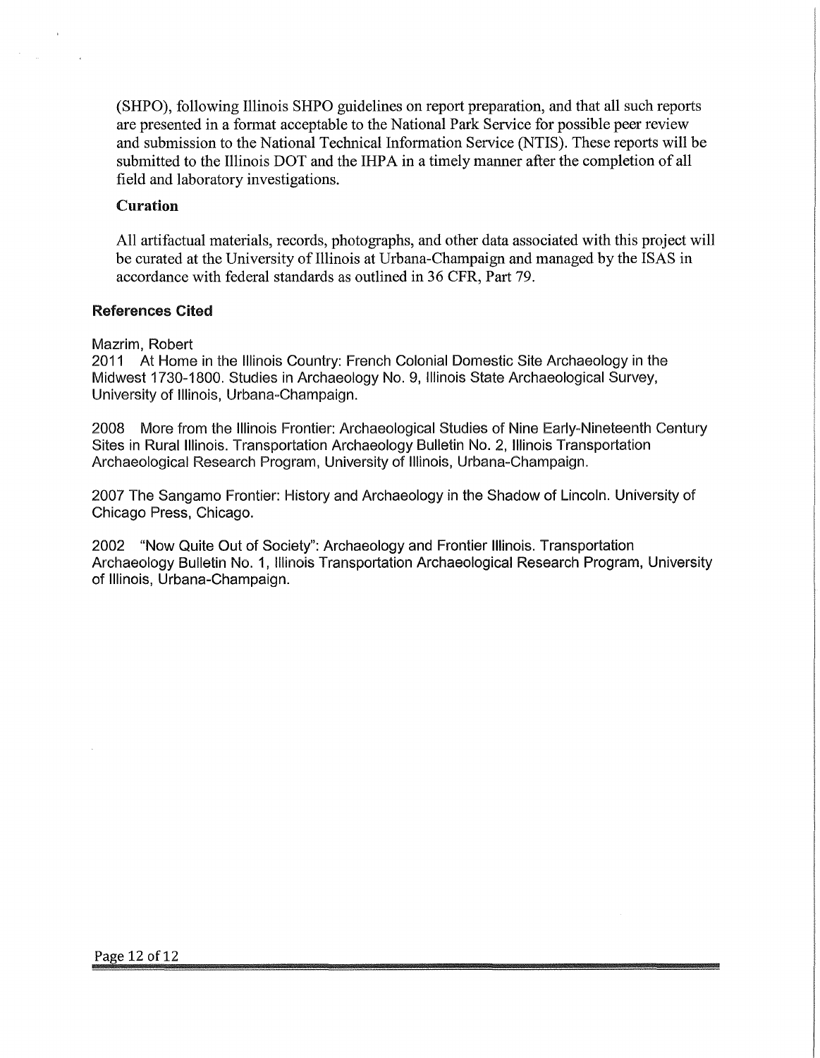(SHPO), following Illinois SHPO guidelines on report preparation, and that all such reports are presented in a format acceptable to the National Park Service for possible peer review and submission to the National Technical Information Service (NTIS). These reports will be submitted to the Illinois DOT and the IHPA in a timely manner after the completion of all field and laboratory investigations.

### Curation

All artifactual materials, records, photographs, and other data associated with this project will be curated at the University of Illinois at Urbana-Champaign and managed by the ISAS in accordance with federal standards as outlined in 36 CFR, Part 79.

## References Cited

Mazrim, Robert

2011 At Home in the Illinois Country: French Colonial Domestic Site Archaeology in the Midwest 1730-1800. Studies in Archaeology No. 9, Illinois State Archaeological Survey, University of Illinois, Urbana-Champaign.

2008 More from the Illinois Frontier: Archaeological Studies of Nine Early-Nineteenth Century Sites in Rural Illinois. Transportation Archaeology Bulletin No. 2, Illinois Transportation Archaeological Research Program, University of Illinois, Urbana-Champaign.

2007 The Sangamo Frontier: History and Archaeology in the Shadow of Lincoln. University of Chicago Press, Chicago.

2002 "Now Quite Out of Society": Archaeology and Frontier Illinois. Transportation Archaeology Bulletin No. 1, Illinois Transportation Archaeological Research Program, University of Illinois, Urbana-Champaign.